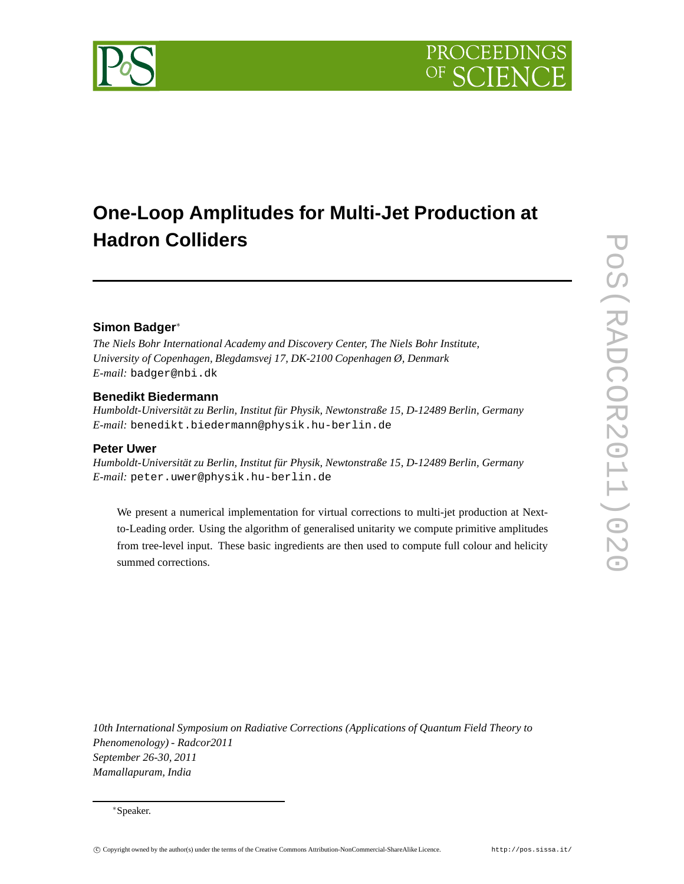# One-Loop Amplitudes for Multi-Jet Production at Hadron Colliders

**Simon Badger**[∗]

*The Niels Bohr International Academy and Discovery Center, The Niels Bohr Institute, University of Copenhagen, Blegdamsvej 17, DK-2100 Copenhagen Ø, Denmark*
*E-mail:* badger@nbi.dk

**Benedikt Biedermann**

*Humboldt-Universität zu Berlin, Institut für Physik, Newtonstraße 15, D-12489 Berlin, Germany*
*E-mail:* benedikt.biedermann@physik.hu-berlin.de

**Peter Uwer**

*Humboldt-Universität zu Berlin, Institut für Physik, Newtonstraße 15, D-12489 Berlin, Germany*
*E-mail:* peter.uwer@physik.hu-berlin.de

We present a numerical implementation for virtual corrections to multi-jet production at Next-to-Leading order. Using the algorithm of generalised unitarity we compute primitive amplitudes from tree-level input. These basic ingredients are then used to compute full colour and helicity summed corrections.

*10th International Symposium on Radiative Corrections (Applications of Quantum Field Theory to Phenomenology) - Radcor2011*
*September 26-30, 2011*
*Mamallapuram, India*

[∗]Speaker.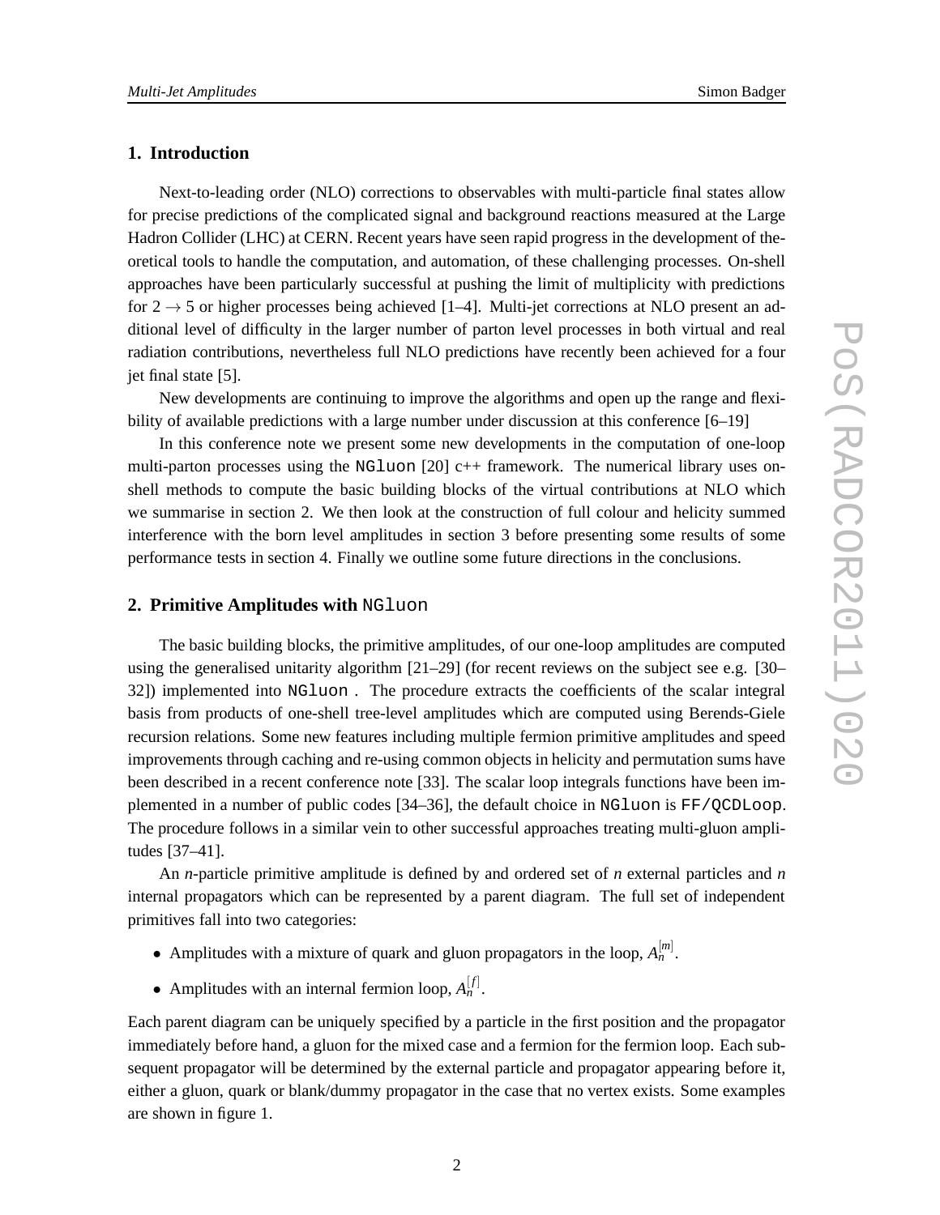## 1. Introduction

Next-to-leading order (NLO) corrections to observables with multi-particle final states allow for precise predictions of the complicated signal and background reactions measured at the Large Hadron Collider (LHC) at CERN. Recent years have seen rapid progress in the development of theoretical tools to handle the computation, and automation, of these challenging processes. On-shell approaches have been particularly successful at pushing the limit of multiplicity with predictions for $2 \to 5$ or higher processes being achieved [1–4]. Multi-jet corrections at NLO present an additional level of difficulty in the larger number of parton level processes in both virtual and real radiation contributions, nevertheless full NLO predictions have recently been achieved for a four jet final state [5].

New developments are continuing to improve the algorithms and open up the range and flexibility of available predictions with a large number under discussion at this conference [6–19]

In this conference note we present some new developments in the computation of one-loop multi-parton processes using the `NGluon` [20] c++ framework. The numerical library uses on-shell methods to compute the basic building blocks of the virtual contributions at NLO which we summarise in section 2. We then look at the construction of full colour and helicity summed interference with the born level amplitudes in section 3 before presenting some results of some performance tests in section 4. Finally we outline some future directions in the conclusions.

## 2. Primitive Amplitudes with `NGluon`

The basic building blocks, the primitive amplitudes, of our one-loop amplitudes are computed using the generalised unitarity algorithm [21–29] (for recent reviews on the subject see e.g. [30–32]) implemented into `NGluon` . The procedure extracts the coefficients of the scalar integral basis from products of one-shell tree-level amplitudes which are computed using Berends-Giele recursion relations. Some new features including multiple fermion primitive amplitudes and speed improvements through caching and re-using common objects in helicity and permutation sums have been described in a recent conference note [33]. The scalar loop integrals functions have been implemented in a number of public codes [34–36], the default choice in `NGluon` is `FF/QCDLoop`. The procedure follows in a similar vein to other successful approaches treating multi-gluon amplitudes [37–41].

An $n$-particle primitive amplitude is defined by and ordered set of $n$ external particles and $n$ internal propagators which can be represented by a parent diagram. The full set of independent primitives fall into two categories:

- Amplitudes with a mixture of quark and gluon propagators in the loop, $A_n^{[m]}$.
- Amplitudes with an internal fermion loop, $A_n^{[f]}$.

Each parent diagram can be uniquely specified by a particle in the first position and the propagator immediately before hand, a gluon for the mixed case and a fermion for the fermion loop. Each subsequent propagator will be determined by the external particle and propagator appearing before it, either a gluon, quark or blank/dummy propagator in the case that no vertex exists. Some examples are shown in figure 1.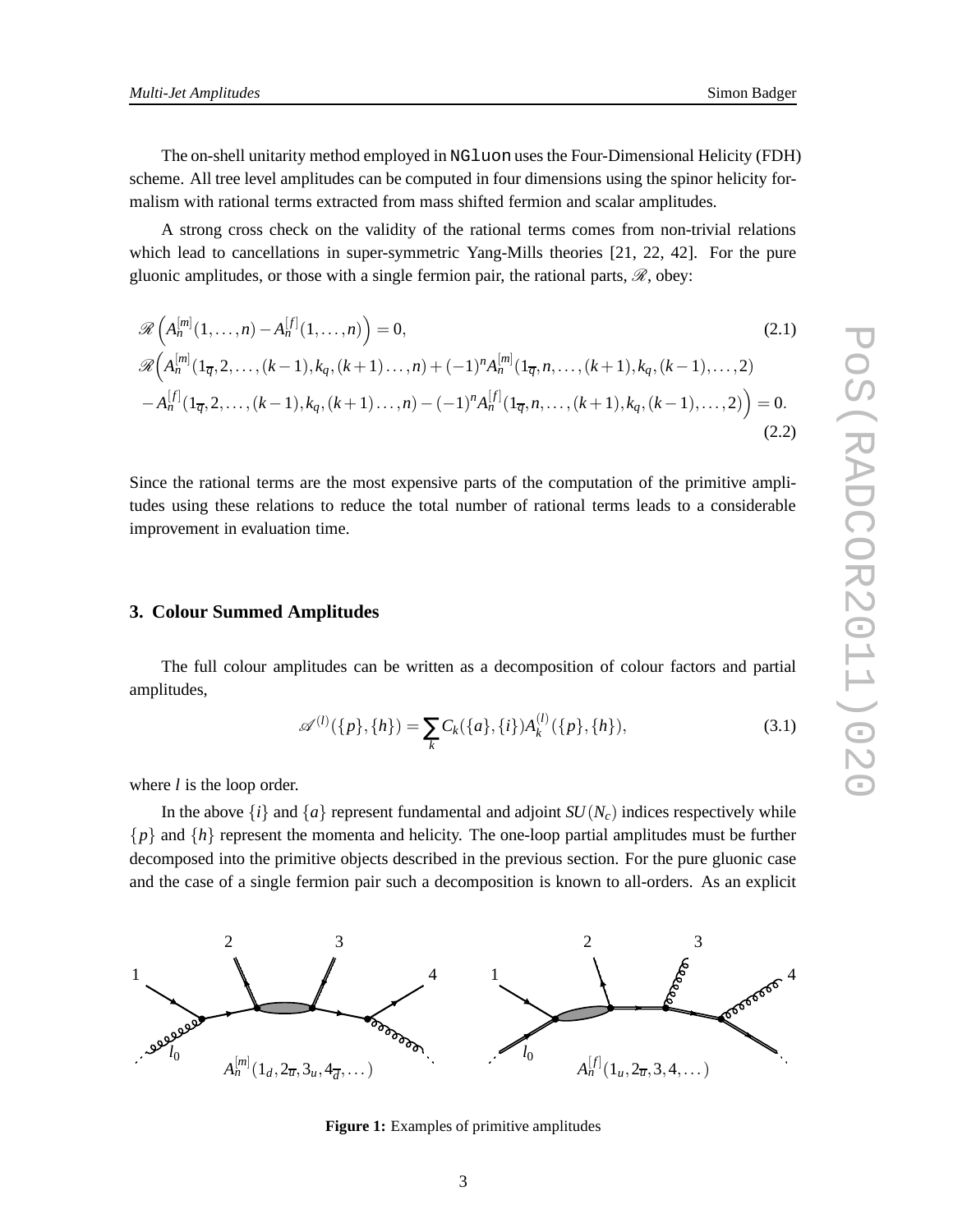The on-shell unitarity method employed in `NGluon` uses the Four-Dimensional Helicity (FDH) scheme. All tree level amplitudes can be computed in four dimensions using the spinor helicity formalism with rational terms extracted from mass shifted fermion and scalar amplitudes.

A strong cross check on the validity of the rational terms comes from non-trivial relations which lead to cancellations in super-symmetric Yang-Mills theories [21, 22, 42]. For the pure gluonic amplitudes, or those with a single fermion pair, the rational parts, $\mathscr{R}$, obey:

$$\mathscr{R}\left(A_n^{[m]}(1,\ldots,n) - A_n^{[f]}(1,\ldots,n)\right) = 0, \tag{2.1}$$

$$\begin{aligned}
&\mathscr{R}\Big(A_n^{[m]}(1_{\overline{q}},2,\ldots,(k-1),k_q,(k+1)\ldots,n) + (-1)^n A_n^{[m]}(1_{\overline{q}},n,\ldots,(k+1),k_q,(k-1),\ldots,2) \\
&- A_n^{[f]}(1_{\overline{q}},2,\ldots,(k-1),k_q,(k+1)\ldots,n) - (-1)^n A_n^{[f]}(1_{\overline{q}},n,\ldots,(k+1),k_q,(k-1),\ldots,2)\Big) = 0.
\end{aligned} \tag{2.2}$$

Since the rational terms are the most expensive parts of the computation of the primitive amplitudes using these relations to reduce the total number of rational terms leads to a considerable improvement in evaluation time.

## 3. Colour Summed Amplitudes

The full colour amplitudes can be written as a decomposition of colour factors and partial amplitudes,

$$\mathscr{A}^{(l)}(\{p\},\{h\}) = \sum_k C_k(\{a\},\{i\}) A_k^{(l)}(\{p\},\{h\}), \tag{3.1}$$

where $l$ is the loop order.

In the above $\{i\}$ and $\{a\}$ represent fundamental and adjoint $SU(N_c)$ indices respectively while $\{p\}$ and $\{h\}$ represent the momenta and helicity. The one-loop partial amplitudes must be further decomposed into the primitive objects described in the previous section. For the pure gluonic case and the case of a single fermion pair such a decomposition is known to all-orders. As an explicit

$A_n^{[m]}(1_d, 2_{\overline{u}}, 3_u, 4_{\overline{d}}, \ldots)$ $\qquad$ $A_n^{[f]}(1_u, 2_{\overline{u}}, 3, 4, \ldots)$

**Figure 1:** Examples of primitive amplitudes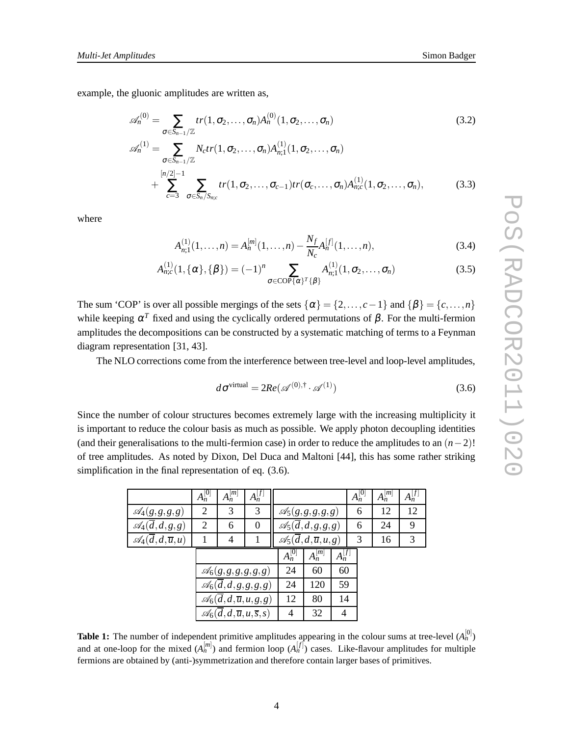example, the gluonic amplitudes are written as,

$$\mathscr{A}_n^{(0)} = \sum_{\sigma \in S_{n-1}/\mathbb{Z}} tr(1,\sigma_2,\ldots,\sigma_n) A_n^{(0)}(1,\sigma_2,\ldots,\sigma_n) \tag{3.2}$$

$$\begin{aligned}
\mathscr{A}_n^{(1)} = &\sum_{\sigma \in S_{n-1}/\mathbb{Z}} N_c tr(1,\sigma_2,\ldots,\sigma_n) A_{n;1}^{(1)}(1,\sigma_2,\ldots,\sigma_n) \\
&+ \sum_{c=3}^{[n/2]-1} \sum_{\sigma \in S_n/S_{n;c}} tr(1,\sigma_2,\ldots,\sigma_{c-1}) tr(\sigma_c,\ldots,\sigma_n) A_{n;c}^{(1)}(1,\sigma_2,\ldots,\sigma_n),
\end{aligned} \tag{3.3}$$

where

$$A_{n;1}^{(1)}(1,\ldots,n) = A_n^{[m]}(1,\ldots,n) - \frac{N_f}{N_c} A_n^{[f]}(1,\ldots,n), \tag{3.4}$$

$$A_{n;c}^{(1)}(1,\{\alpha\},\{\beta\}) = (-1)^n \sum_{\sigma \in \mathrm{COP}\{\alpha\}^T\{\beta\}} A_{n;1}^{(1)}(1,\sigma_2,\ldots,\sigma_n) \tag{3.5}$$

The sum 'COP' is over all possible mergings of the sets $\{\alpha\} = \{2,\ldots,c-1\}$ and $\{\beta\} = \{c,\ldots,n\}$ while keeping $\alpha^T$ fixed and using the cyclically ordered permutations of $\beta$. For the multi-fermion amplitudes the decompositions can be constructed by a systematic matching of terms to a Feynman diagram representation [31, 43].

The NLO corrections come from the interference between tree-level and loop-level amplitudes,

$$d\sigma^{\text{virtual}} = 2Re(\mathscr{A}^{(0),\dagger} \cdot \mathscr{A}^{(1)}) \tag{3.6}$$

Since the number of colour structures becomes extremely large with the increasing multiplicity it is important to reduce the colour basis as much as possible. We apply photon decoupling identities (and their generalisations to the multi-fermion case) in order to reduce the amplitudes to an $(n-2)!$ of tree amplitudes. As noted by Dixon, Del Duca and Maltoni [44], this has some rather striking simplification in the final representation of eq. (3.6).

| | $A_n^{[0]}$ | $A_n^{[m]}$ | $A_n^{[f]}$ |
|---|---|---|---|
| $\mathscr{A}_4(g,g,g,g)$ | 2 | 3 | 3 |
| $\mathscr{A}_4(\overline{d},d,g,g)$ | 2 | 6 | 0 |
| $\mathscr{A}_4(\overline{d},d,\overline{u},u)$ | 1 | 4 | 1 |
| $\mathscr{A}_5(g,g,g,g,g)$ | 6 | 12 | 12 |
| $\mathscr{A}_5(\overline{d},d,g,g,g)$ | 6 | 24 | 9 |
| $\mathscr{A}_5(\overline{d},d,\overline{u},u,g)$ | 3 | 16 | 3 |
| $\mathscr{A}_6(g,g,g,g,g,g)$ | 24 | 60 | 60 |
| $\mathscr{A}_6(\overline{d},d,g,g,g,g)$ | 24 | 120 | 59 |
| $\mathscr{A}_6(\overline{d},d,\overline{u},u,g,g)$ | 12 | 80 | 14 |
| $\mathscr{A}_6(\overline{d},d,\overline{u},u,\overline{s},s)$ | 4 | 32 | 4 |

**Table 1:** The number of independent primitive amplitudes appearing in the colour sums at tree-level ($A_n^{[0]}$) and at one-loop for the mixed ($A_n^{[m]}$) and fermion loop ($A_n^{[f]}$) cases. Like-flavour amplitudes for multiple fermions are obtained by (anti-)symmetrization and therefore contain larger bases of primitives.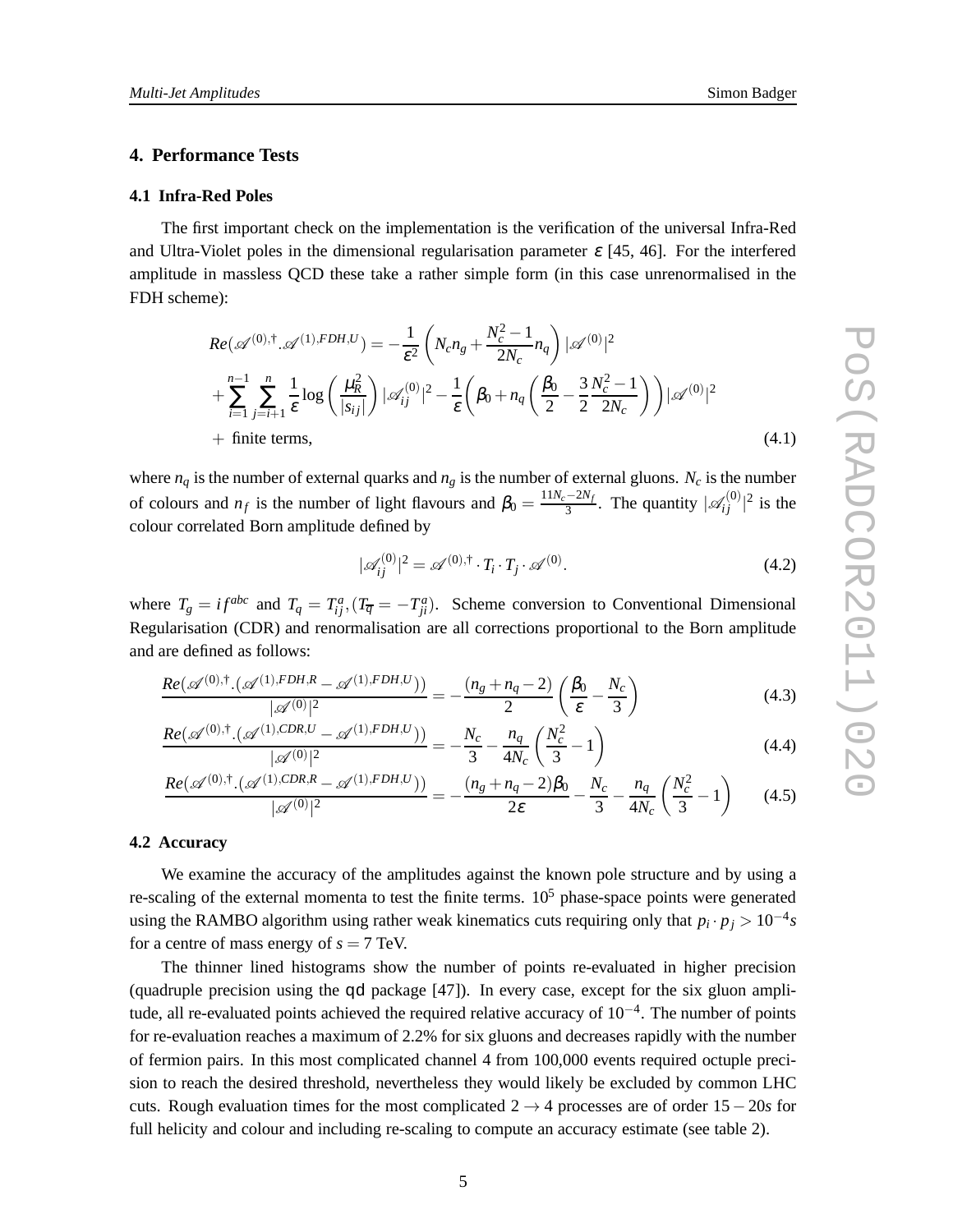## 4. Performance Tests

### 4.1 Infra-Red Poles

The first important check on the implementation is the verification of the universal Infra-Red and Ultra-Violet poles in the dimensional regularisation parameter $\epsilon$ [45, 46]. For the interfered amplitude in massless QCD these take a rather simple form (in this case unrenormalised in the FDH scheme):

$$
\begin{aligned}
Re(\mathscr{A}^{(0),\dagger}.\mathscr{A}^{(1),FDH,U}) &= -\frac{1}{\epsilon^2}\left(N_c n_g + \frac{N_c^2-1}{2N_c} n_q\right)|\mathscr{A}^{(0)}|^2 \\
&+ \sum_{i=1}^{n-1}\sum_{j=i+1}^{n} \frac{1}{\epsilon}\log\left(\frac{\mu_R^2}{|s_{ij}|}\right)|\mathscr{A}_{ij}^{(0)}|^2 - \frac{1}{\epsilon}\left(\beta_0 + n_q\left(\frac{\beta_0}{2} - \frac{3}{2}\frac{N_c^2-1}{2N_c}\right)\right)|\mathscr{A}^{(0)}|^2 \\
&+ \text{ finite terms,}
\end{aligned} \tag{4.1}
$$

where $n_q$ is the number of external quarks and $n_g$ is the number of external gluons. $N_c$ is the number of colours and $n_f$ is the number of light flavours and $\beta_0 = \frac{11N_c - 2N_f}{3}$. The quantity $|\mathscr{A}_{ij}^{(0)}|^2$ is the colour correlated Born amplitude defined by

$$
|\mathscr{A}_{ij}^{(0)}|^2 = \mathscr{A}^{(0),\dagger}\cdot T_i \cdot T_j \cdot \mathscr{A}^{(0)}. \tag{4.2}
$$

where $T_g = if^{abc}$ and $T_q = T_{ij}^a, (T_{\overline{q}} = -T_{ji}^a)$. Scheme conversion to Conventional Dimensional Regularisation (CDR) and renormalisation are all corrections proportional to the Born amplitude and are defined as follows:

$$
\frac{Re(\mathscr{A}^{(0),\dagger}.(\mathscr{A}^{(1),FDH,R} - \mathscr{A}^{(1),FDH,U}))}{|\mathscr{A}^{(0)}|^2} = -\frac{(n_g+n_q-2)}{2}\left(\frac{\beta_0}{\epsilon} - \frac{N_c}{3}\right) \tag{4.3}
$$

$$
\frac{Re(\mathscr{A}^{(0),\dagger}.(\mathscr{A}^{(1),CDR,U} - \mathscr{A}^{(1),FDH,U}))}{|\mathscr{A}^{(0)}|^2} = -\frac{N_c}{3} - \frac{n_q}{4N_c}\left(\frac{N_c^2}{3} - 1\right) \tag{4.4}
$$

$$
\frac{Re(\mathscr{A}^{(0),\dagger}.(\mathscr{A}^{(1),CDR,R} - \mathscr{A}^{(1),FDH,U}))}{|\mathscr{A}^{(0)}|^2} = -\frac{(n_g+n_q-2)\beta_0}{2\epsilon} - \frac{N_c}{3} - \frac{n_q}{4N_c}\left(\frac{N_c^2}{3} - 1\right) \tag{4.5}
$$

### 4.2 Accuracy

We examine the accuracy of the amplitudes against the known pole structure and by using a re-scaling of the external momenta to test the finite terms. $10^5$ phase-space points were generated using the RAMBO algorithm using rather weak kinematics cuts requiring only that $p_i \cdot p_j > 10^{-4}s$ for a centre of mass energy of $s = 7$ TeV.

The thinner lined histograms show the number of points re-evaluated in higher precision (quadruple precision using the qd package [47]). In every case, except for the six gluon amplitude, all re-evaluated points achieved the required relative accuracy of $10^{-4}$. The number of points for re-evaluation reaches a maximum of 2.2% for six gluons and decreases rapidly with the number of fermion pairs. In this most complicated channel 4 from 100,000 events required octuple precision to reach the desired threshold, nevertheless they would likely be excluded by common LHC cuts. Rough evaluation times for the most complicated $2 \to 4$ processes are of order $15-20s$ for full helicity and colour and including re-scaling to compute an accuracy estimate (see table 2).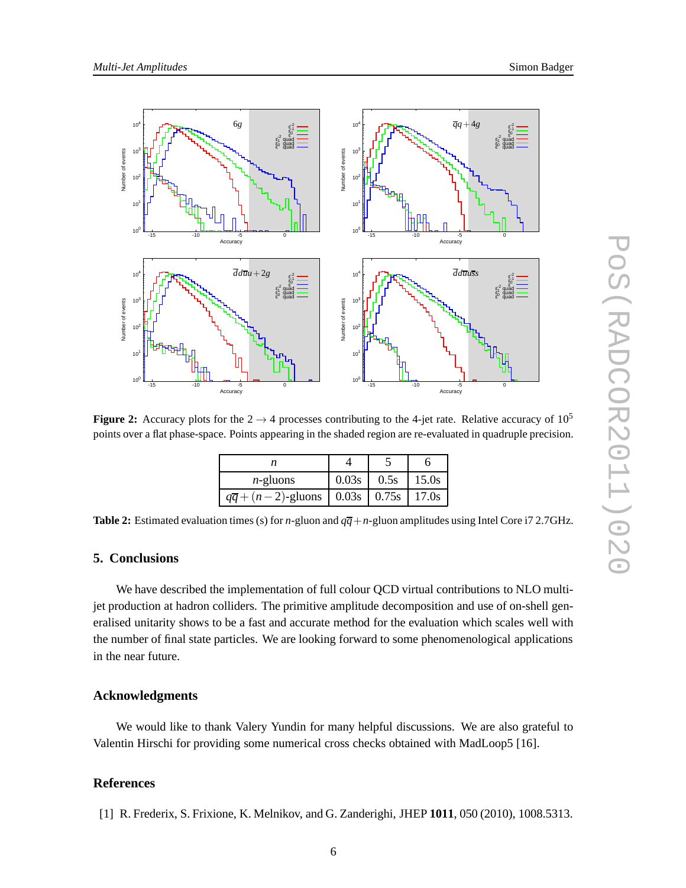**Figure 2:** Accuracy plots for the $2 \to 4$ processes contributing to the 4-jet rate. Relative accuracy of $10^5$ points over a flat phase-space. Points appearing in the shaded region are re-evaluated in quadruple precision.

| $n$ | 4 | 5 | 6 |
|---|---|---|---|
| $n$-gluons | 0.03s | 0.5s | 15.0s |
| $q\overline{q}+(n-2)$-gluons | 0.03s | 0.75s | 17.0s |

**Table 2:** Estimated evaluation times (s) for $n$-gluon and $q\overline{q}+n$-gluon amplitudes using Intel Core i7 2.7GHz.

## 5. Conclusions

We have described the implementation of full colour QCD virtual contributions to NLO multi-jet production at hadron colliders. The primitive amplitude decomposition and use of on-shell generalised unitarity shows to be a fast and accurate method for the evaluation which scales well with the number of final state particles. We are looking forward to some phenomenological applications in the near future.

## Acknowledgments

We would like to thank Valery Yundin for many helpful discussions. We are also grateful to Valentin Hirschi for providing some numerical cross checks obtained with MadLoop5 [16].

## References

[1] R. Frederix, S. Frixione, K. Melnikov, and G. Zanderighi, JHEP **1011**, 050 (2010), 1008.5313.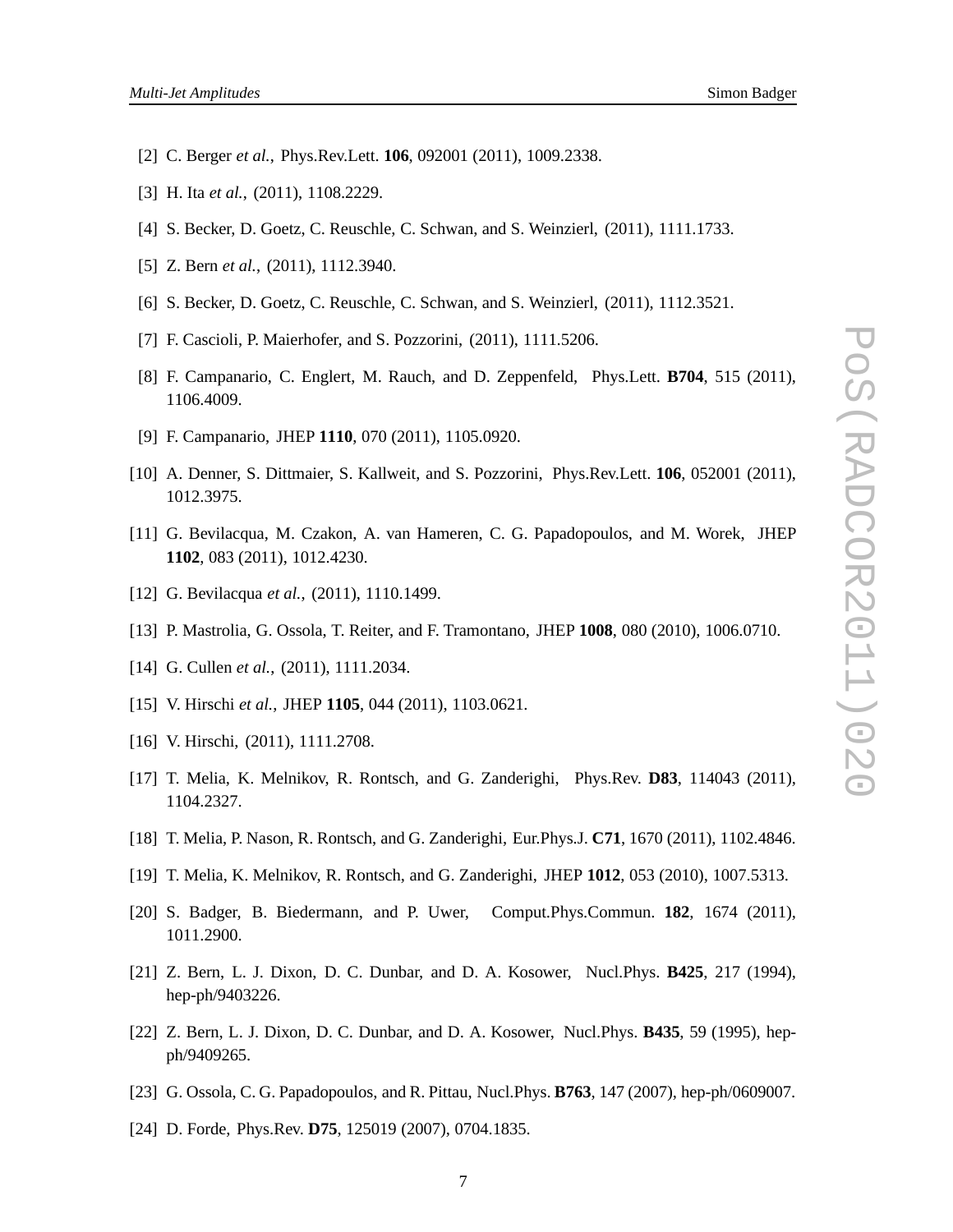[2] C. Berger *et al.*, Phys.Rev.Lett. **106**, 092001 (2011), 1009.2338.

[3] H. Ita *et al.*, (2011), 1108.2229.

[4] S. Becker, D. Goetz, C. Reuschle, C. Schwan, and S. Weinzierl, (2011), 1111.1733.

[5] Z. Bern *et al.*, (2011), 1112.3940.

[6] S. Becker, D. Goetz, C. Reuschle, C. Schwan, and S. Weinzierl, (2011), 1112.3521.

[7] F. Cascioli, P. Maierhofer, and S. Pozzorini, (2011), 1111.5206.

[8] F. Campanario, C. Englert, M. Rauch, and D. Zeppenfeld, Phys.Lett. **B704**, 515 (2011), 1106.4009.

[9] F. Campanario, JHEP **1110**, 070 (2011), 1105.0920.

[10] A. Denner, S. Dittmaier, S. Kallweit, and S. Pozzorini, Phys.Rev.Lett. **106**, 052001 (2011), 1012.3975.

[11] G. Bevilacqua, M. Czakon, A. van Hameren, C. G. Papadopoulos, and M. Worek, JHEP **1102**, 083 (2011), 1012.4230.

[12] G. Bevilacqua *et al.*, (2011), 1110.1499.

[13] P. Mastrolia, G. Ossola, T. Reiter, and F. Tramontano, JHEP **1008**, 080 (2010), 1006.0710.

[14] G. Cullen *et al.*, (2011), 1111.2034.

[15] V. Hirschi *et al.*, JHEP **1105**, 044 (2011), 1103.0621.

[16] V. Hirschi, (2011), 1111.2708.

[17] T. Melia, K. Melnikov, R. Rontsch, and G. Zanderighi, Phys.Rev. **D83**, 114043 (2011), 1104.2327.

[18] T. Melia, P. Nason, R. Rontsch, and G. Zanderighi, Eur.Phys.J. **C71**, 1670 (2011), 1102.4846.

[19] T. Melia, K. Melnikov, R. Rontsch, and G. Zanderighi, JHEP **1012**, 053 (2010), 1007.5313.

[20] S. Badger, B. Biedermann, and P. Uwer, Comput.Phys.Commun. **182**, 1674 (2011), 1011.2900.

[21] Z. Bern, L. J. Dixon, D. C. Dunbar, and D. A. Kosower, Nucl.Phys. **B425**, 217 (1994), hep-ph/9403226.

[22] Z. Bern, L. J. Dixon, D. C. Dunbar, and D. A. Kosower, Nucl.Phys. **B435**, 59 (1995), hep-ph/9409265.

[23] G. Ossola, C. G. Papadopoulos, and R. Pittau, Nucl.Phys. **B763**, 147 (2007), hep-ph/0609007.

[24] D. Forde, Phys.Rev. **D75**, 125019 (2007), 0704.1835.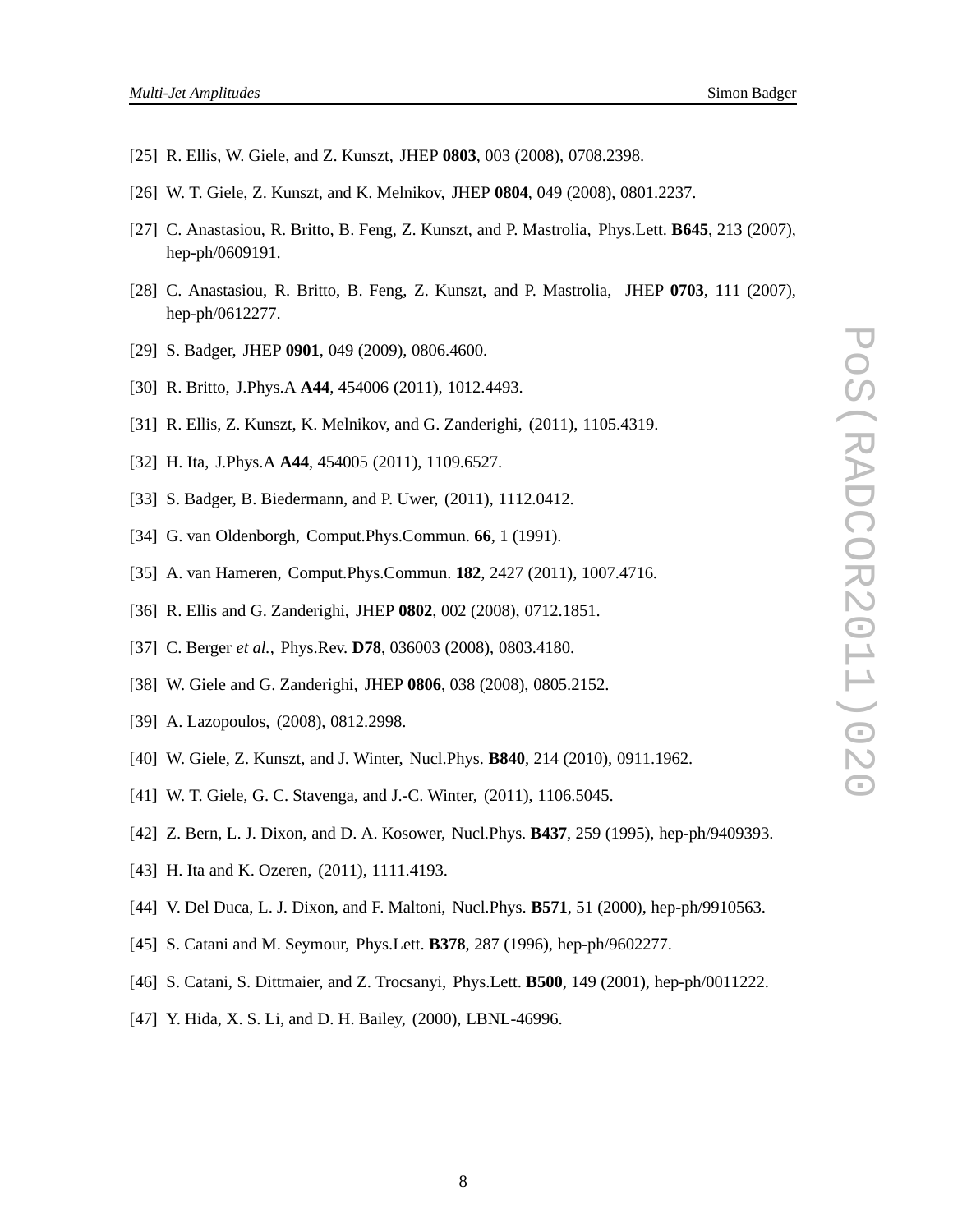[25] R. Ellis, W. Giele, and Z. Kunszt, JHEP **0803**, 003 (2008), 0708.2398.

[26] W. T. Giele, Z. Kunszt, and K. Melnikov, JHEP **0804**, 049 (2008), 0801.2237.

[27] C. Anastasiou, R. Britto, B. Feng, Z. Kunszt, and P. Mastrolia, Phys.Lett. **B645**, 213 (2007), hep-ph/0609191.

[28] C. Anastasiou, R. Britto, B. Feng, Z. Kunszt, and P. Mastrolia, JHEP **0703**, 111 (2007), hep-ph/0612277.

[29] S. Badger, JHEP **0901**, 049 (2009), 0806.4600.

[30] R. Britto, J.Phys.A **A44**, 454006 (2011), 1012.4493.

[31] R. Ellis, Z. Kunszt, K. Melnikov, and G. Zanderighi, (2011), 1105.4319.

[32] H. Ita, J.Phys.A **A44**, 454005 (2011), 1109.6527.

[33] S. Badger, B. Biedermann, and P. Uwer, (2011), 1112.0412.

[34] G. van Oldenborgh, Comput.Phys.Commun. **66**, 1 (1991).

[35] A. van Hameren, Comput.Phys.Commun. **182**, 2427 (2011), 1007.4716.

[36] R. Ellis and G. Zanderighi, JHEP **0802**, 002 (2008), 0712.1851.

[37] C. Berger *et al.*, Phys.Rev. **D78**, 036003 (2008), 0803.4180.

[38] W. Giele and G. Zanderighi, JHEP **0806**, 038 (2008), 0805.2152.

[39] A. Lazopoulos, (2008), 0812.2998.

[40] W. Giele, Z. Kunszt, and J. Winter, Nucl.Phys. **B840**, 214 (2010), 0911.1962.

[41] W. T. Giele, G. C. Stavenga, and J.-C. Winter, (2011), 1106.5045.

[42] Z. Bern, L. J. Dixon, and D. A. Kosower, Nucl.Phys. **B437**, 259 (1995), hep-ph/9409393.

[43] H. Ita and K. Ozeren, (2011), 1111.4193.

[44] V. Del Duca, L. J. Dixon, and F. Maltoni, Nucl.Phys. **B571**, 51 (2000), hep-ph/9910563.

[45] S. Catani and M. Seymour, Phys.Lett. **B378**, 287 (1996), hep-ph/9602277.

[46] S. Catani, S. Dittmaier, and Z. Trocsanyi, Phys.Lett. **B500**, 149 (2001), hep-ph/0011222.

[47] Y. Hida, X. S. Li, and D. H. Bailey, (2000), LBNL-46996.